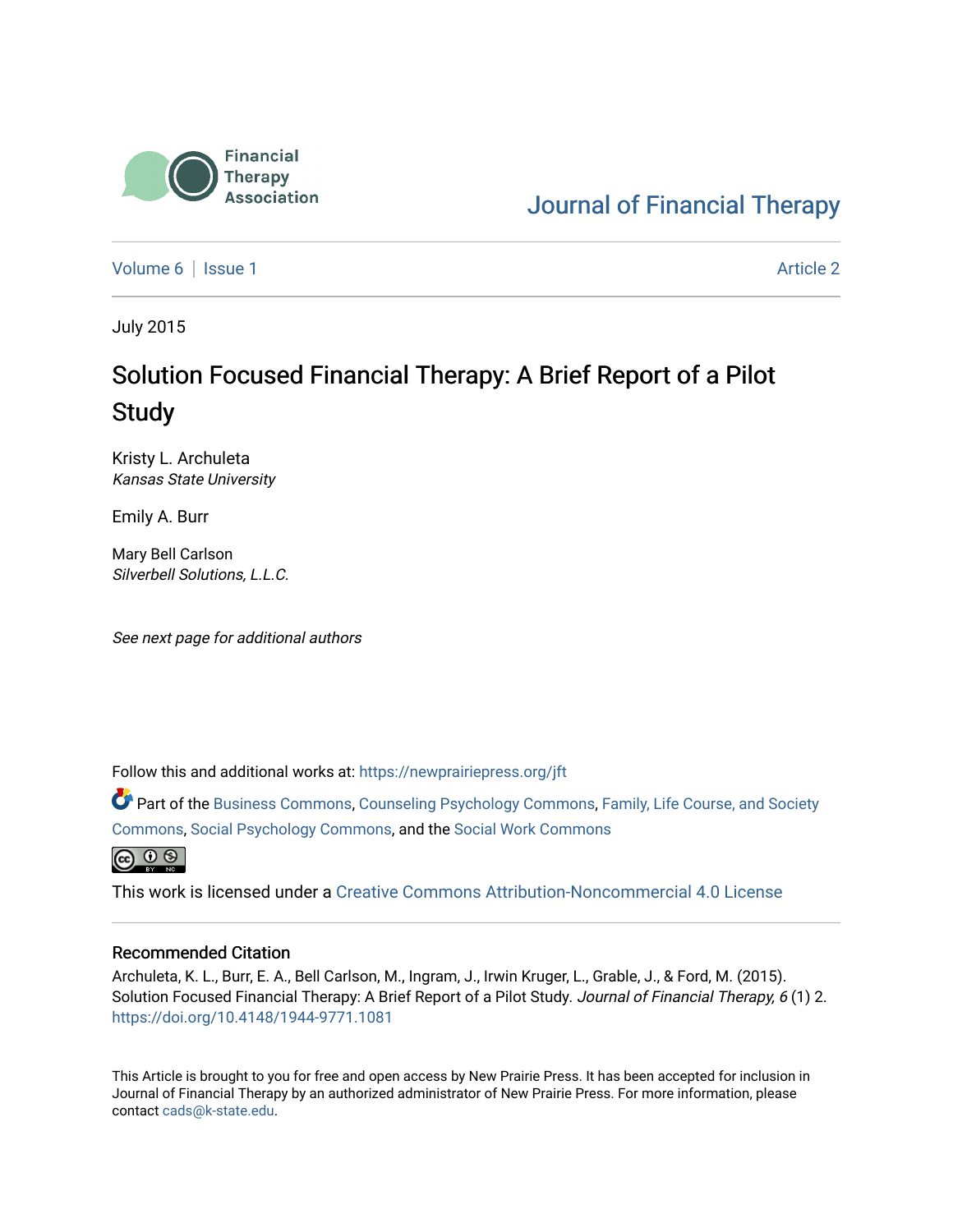Financial Therapy Association

Journal of Financial Therapy

Volume 6 | Issue 1

Article 2

July 2015

# Solution Focused Financial Therapy: A Brief Report of a Pilot Study

Kristy L. Archuleta
*Kansas State University*

Emily A. Burr

Mary Bell Carlson
*Silverbell Solutions, L.L.C.*

*See next page for additional authors*

Follow this and additional works at: https://newprairiepress.org/jft

Part of the Business Commons, Counseling Psychology Commons, Family, Life Course, and Society Commons, Social Psychology Commons, and the Social Work Commons

This work is licensed under a Creative Commons Attribution-Noncommercial 4.0 License

## Recommended Citation

Archuleta, K. L., Burr, E. A., Bell Carlson, M., Ingram, J., Irwin Kruger, L., Grable, J., & Ford, M. (2015). Solution Focused Financial Therapy: A Brief Report of a Pilot Study. *Journal of Financial Therapy, 6* (1) 2. https://doi.org/10.4148/1944-9771.1081

This Article is brought to you for free and open access by New Prairie Press. It has been accepted for inclusion in Journal of Financial Therapy by an authorized administrator of New Prairie Press. For more information, please contact cads@k-state.edu.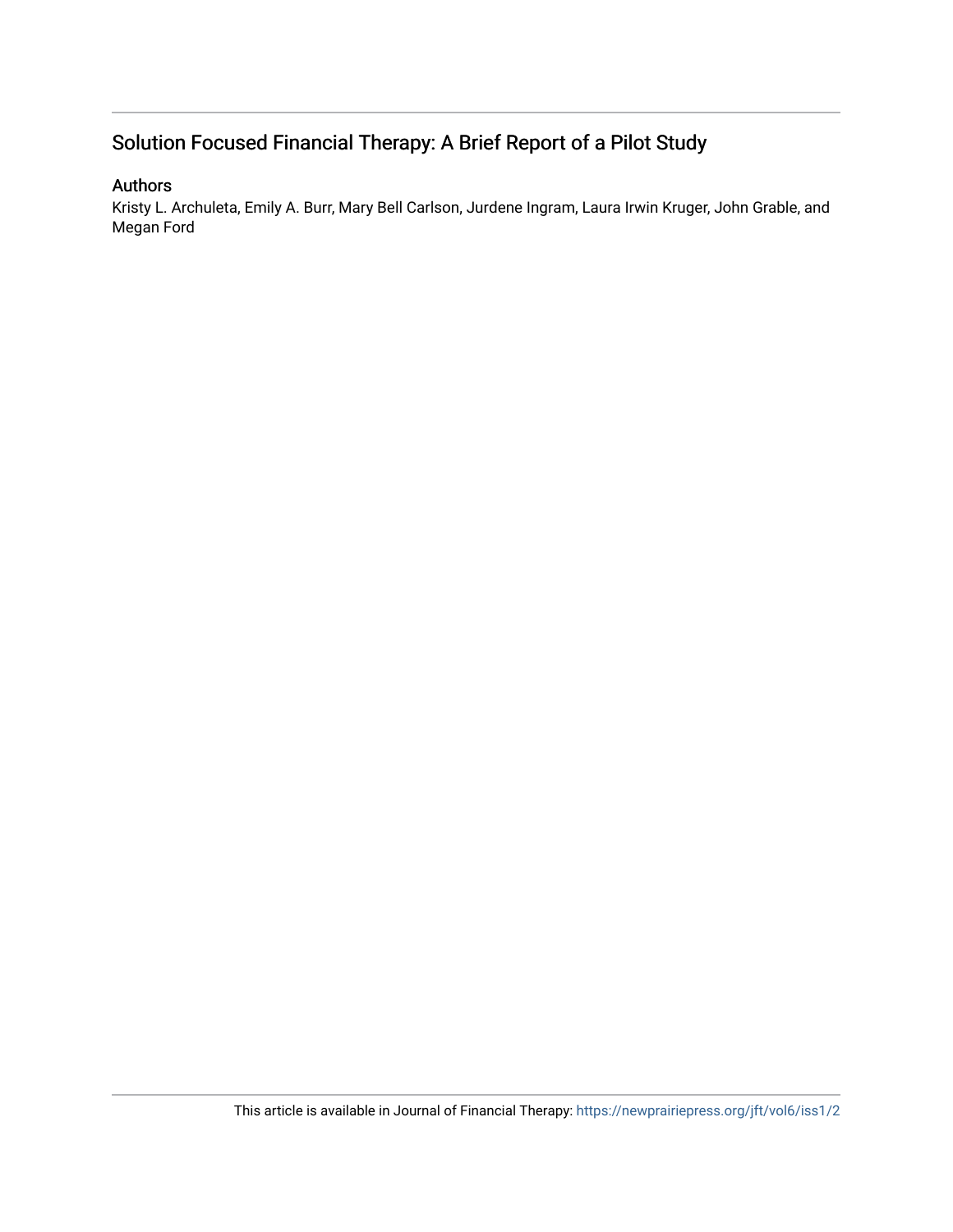# Solution Focused Financial Therapy: A Brief Report of a Pilot Study

## Authors

Kristy L. Archuleta, Emily A. Burr, Mary Bell Carlson, Jurdene Ingram, Laura Irwin Kruger, John Grable, and Megan Ford

This article is available in Journal of Financial Therapy: https://newprairiepress.org/jft/vol6/iss1/2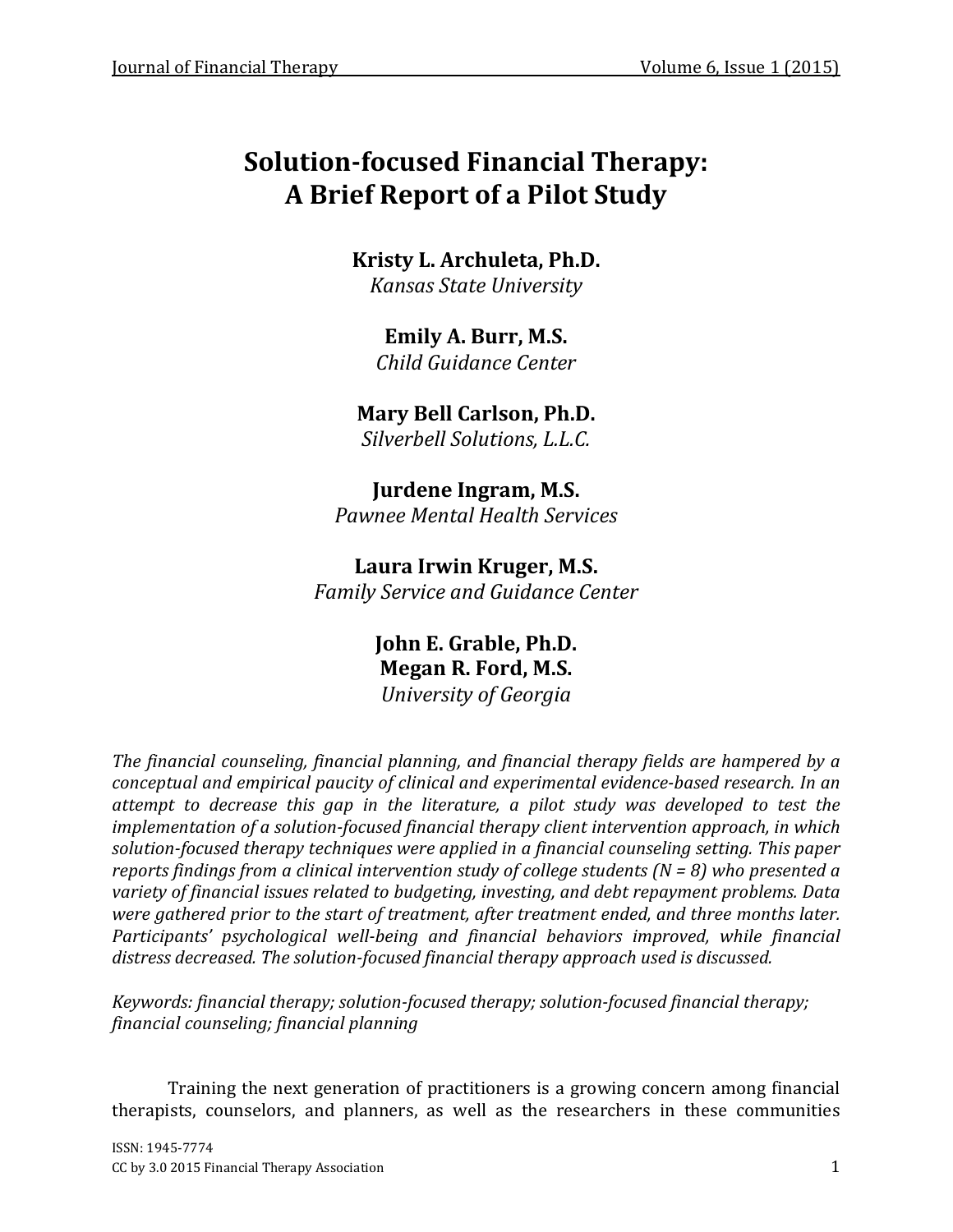# Solution-focused Financial Therapy: A Brief Report of a Pilot Study

**Kristy L. Archuleta, Ph.D.**
*Kansas State University*

**Emily A. Burr, M.S.**
*Child Guidance Center*

**Mary Bell Carlson, Ph.D.**
*Silverbell Solutions, L.L.C.*

**Jurdene Ingram, M.S.**
*Pawnee Mental Health Services*

**Laura Irwin Kruger, M.S.**
*Family Service and Guidance Center*

**John E. Grable, Ph.D.**
**Megan R. Ford, M.S.**
*University of Georgia*

*The financial counseling, financial planning, and financial therapy fields are hampered by a conceptual and empirical paucity of clinical and experimental evidence-based research. In an attempt to decrease this gap in the literature, a pilot study was developed to test the implementation of a solution-focused financial therapy client intervention approach, in which solution-focused therapy techniques were applied in a financial counseling setting. This paper reports findings from a clinical intervention study of college students (N = 8) who presented a variety of financial issues related to budgeting, investing, and debt repayment problems. Data were gathered prior to the start of treatment, after treatment ended, and three months later. Participants' psychological well-being and financial behaviors improved, while financial distress decreased. The solution-focused financial therapy approach used is discussed.*

*Keywords: financial therapy; solution-focused therapy; solution-focused financial therapy; financial counseling; financial planning*

Training the next generation of practitioners is a growing concern among financial therapists, counselors, and planners, as well as the researchers in these communities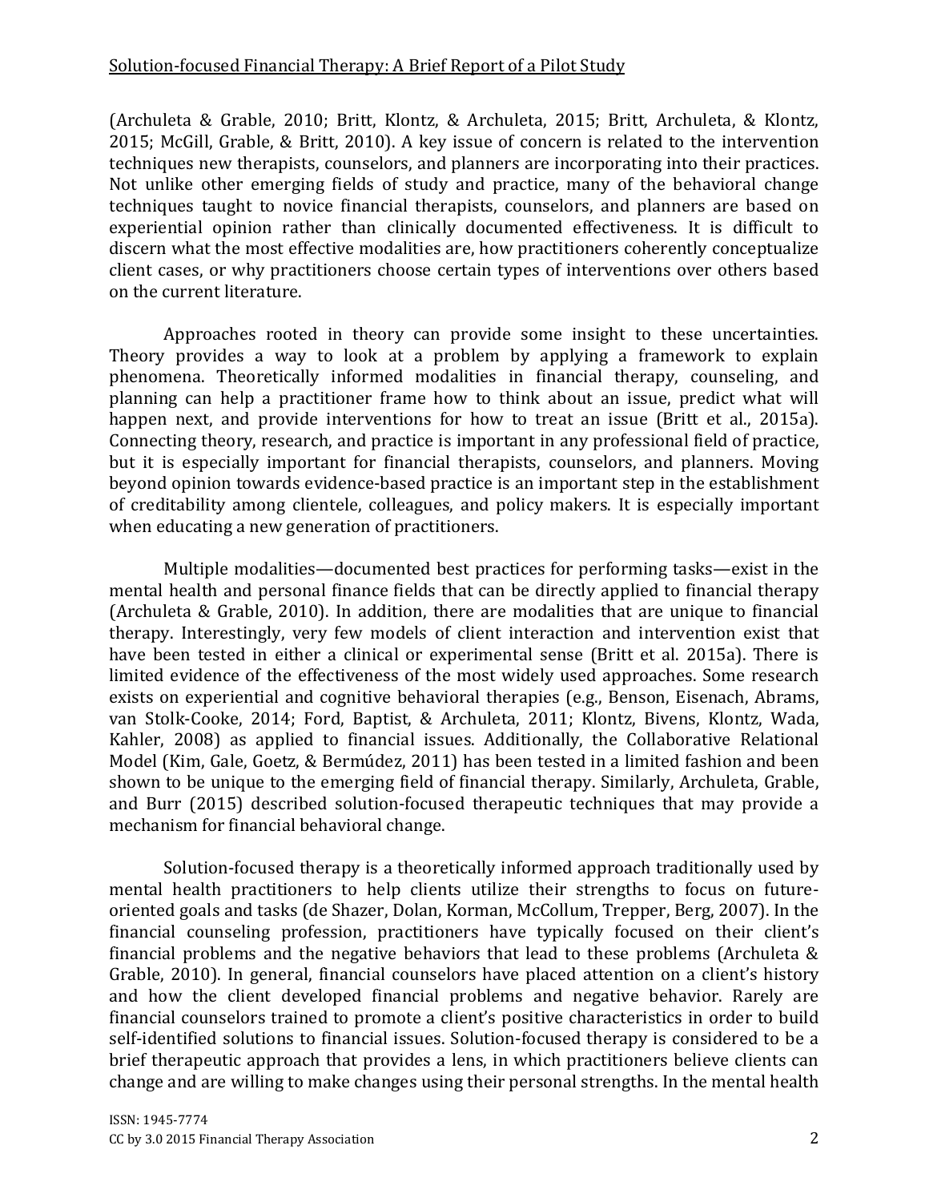(Archuleta & Grable, 2010; Britt, Klontz, & Archuleta, 2015; Britt, Archuleta, & Klontz, 2015; McGill, Grable, & Britt, 2010). A key issue of concern is related to the intervention techniques new therapists, counselors, and planners are incorporating into their practices. Not unlike other emerging fields of study and practice, many of the behavioral change techniques taught to novice financial therapists, counselors, and planners are based on experiential opinion rather than clinically documented effectiveness. It is difficult to discern what the most effective modalities are, how practitioners coherently conceptualize client cases, or why practitioners choose certain types of interventions over others based on the current literature.

Approaches rooted in theory can provide some insight to these uncertainties. Theory provides a way to look at a problem by applying a framework to explain phenomena. Theoretically informed modalities in financial therapy, counseling, and planning can help a practitioner frame how to think about an issue, predict what will happen next, and provide interventions for how to treat an issue (Britt et al., 2015a). Connecting theory, research, and practice is important in any professional field of practice, but it is especially important for financial therapists, counselors, and planners. Moving beyond opinion towards evidence-based practice is an important step in the establishment of creditability among clientele, colleagues, and policy makers. It is especially important when educating a new generation of practitioners.

Multiple modalities—documented best practices for performing tasks—exist in the mental health and personal finance fields that can be directly applied to financial therapy (Archuleta & Grable, 2010). In addition, there are modalities that are unique to financial therapy. Interestingly, very few models of client interaction and intervention exist that have been tested in either a clinical or experimental sense (Britt et al. 2015a). There is limited evidence of the effectiveness of the most widely used approaches. Some research exists on experiential and cognitive behavioral therapies (e.g., Benson, Eisenach, Abrams, van Stolk-Cooke, 2014; Ford, Baptist, & Archuleta, 2011; Klontz, Bivens, Klontz, Wada, Kahler, 2008) as applied to financial issues. Additionally, the Collaborative Relational Model (Kim, Gale, Goetz, & Bermúdez, 2011) has been tested in a limited fashion and been shown to be unique to the emerging field of financial therapy. Similarly, Archuleta, Grable, and Burr (2015) described solution-focused therapeutic techniques that may provide a mechanism for financial behavioral change.

Solution-focused therapy is a theoretically informed approach traditionally used by mental health practitioners to help clients utilize their strengths to focus on future-oriented goals and tasks (de Shazer, Dolan, Korman, McCollum, Trepper, Berg, 2007). In the financial counseling profession, practitioners have typically focused on their client's financial problems and the negative behaviors that lead to these problems (Archuleta & Grable, 2010). In general, financial counselors have placed attention on a client's history and how the client developed financial problems and negative behavior. Rarely are financial counselors trained to promote a client's positive characteristics in order to build self-identified solutions to financial issues. Solution-focused therapy is considered to be a brief therapeutic approach that provides a lens, in which practitioners believe clients can change and are willing to make changes using their personal strengths. In the mental health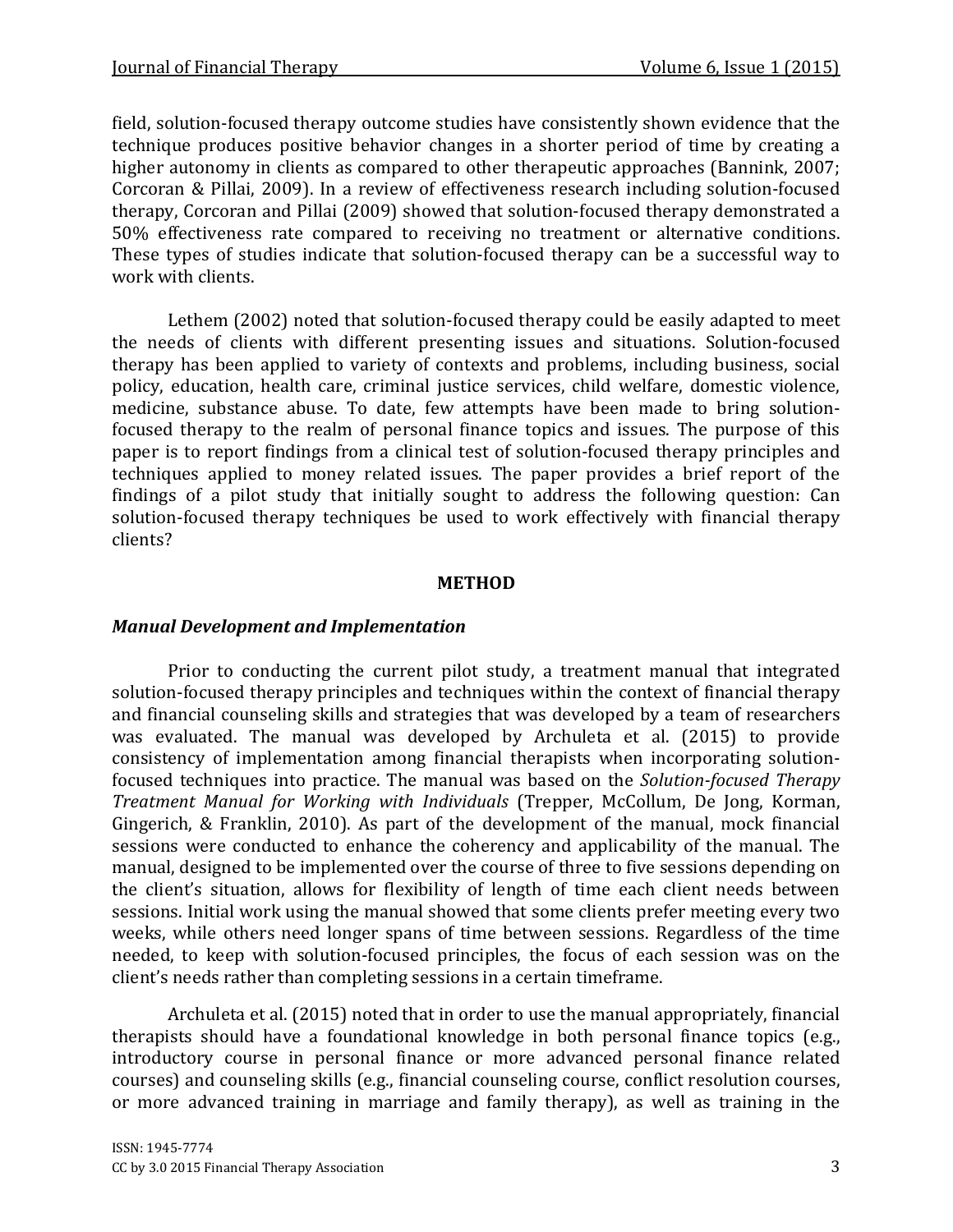field, solution-focused therapy outcome studies have consistently shown evidence that the technique produces positive behavior changes in a shorter period of time by creating a higher autonomy in clients as compared to other therapeutic approaches (Bannink, 2007; Corcoran & Pillai, 2009). In a review of effectiveness research including solution-focused therapy, Corcoran and Pillai (2009) showed that solution-focused therapy demonstrated a 50% effectiveness rate compared to receiving no treatment or alternative conditions. These types of studies indicate that solution-focused therapy can be a successful way to work with clients.

Lethem (2002) noted that solution-focused therapy could be easily adapted to meet the needs of clients with different presenting issues and situations. Solution-focused therapy has been applied to variety of contexts and problems, including business, social policy, education, health care, criminal justice services, child welfare, domestic violence, medicine, substance abuse. To date, few attempts have been made to bring solution-focused therapy to the realm of personal finance topics and issues. The purpose of this paper is to report findings from a clinical test of solution-focused therapy principles and techniques applied to money related issues. The paper provides a brief report of the findings of a pilot study that initially sought to address the following question: Can solution-focused therapy techniques be used to work effectively with financial therapy clients?

## METHOD

### *Manual Development and Implementation*

Prior to conducting the current pilot study, a treatment manual that integrated solution-focused therapy principles and techniques within the context of financial therapy and financial counseling skills and strategies that was developed by a team of researchers was evaluated. The manual was developed by Archuleta et al. (2015) to provide consistency of implementation among financial therapists when incorporating solution-focused techniques into practice. The manual was based on the *Solution-focused Therapy Treatment Manual for Working with Individuals* (Trepper, McCollum, De Jong, Korman, Gingerich, & Franklin, 2010). As part of the development of the manual, mock financial sessions were conducted to enhance the coherency and applicability of the manual. The manual, designed to be implemented over the course of three to five sessions depending on the client's situation, allows for flexibility of length of time each client needs between sessions. Initial work using the manual showed that some clients prefer meeting every two weeks, while others need longer spans of time between sessions. Regardless of the time needed, to keep with solution-focused principles, the focus of each session was on the client's needs rather than completing sessions in a certain timeframe.

Archuleta et al. (2015) noted that in order to use the manual appropriately, financial therapists should have a foundational knowledge in both personal finance topics (e.g., introductory course in personal finance or more advanced personal finance related courses) and counseling skills (e.g., financial counseling course, conflict resolution courses, or more advanced training in marriage and family therapy), as well as training in the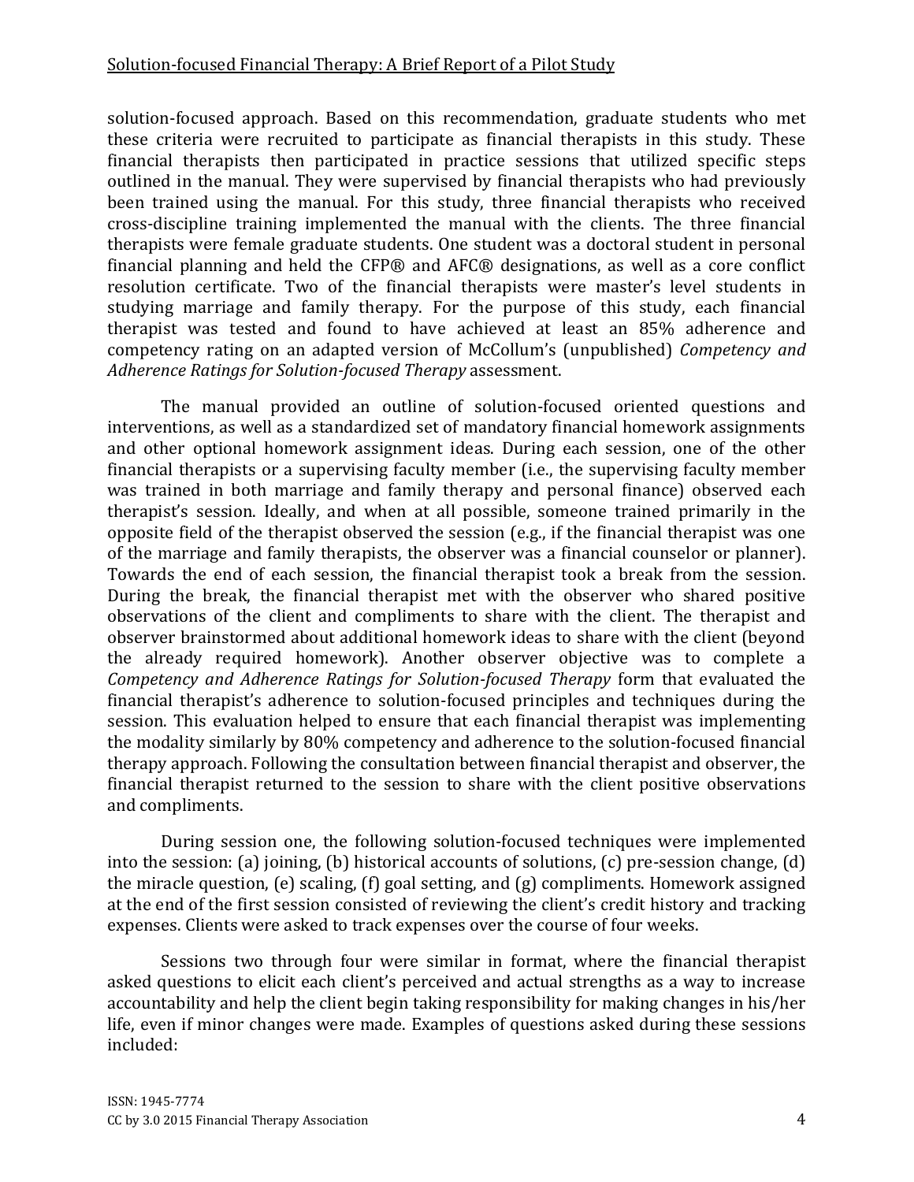solution-focused approach. Based on this recommendation, graduate students who met these criteria were recruited to participate as financial therapists in this study. These financial therapists then participated in practice sessions that utilized specific steps outlined in the manual. They were supervised by financial therapists who had previously been trained using the manual. For this study, three financial therapists who received cross-discipline training implemented the manual with the clients. The three financial therapists were female graduate students. One student was a doctoral student in personal financial planning and held the CFP® and AFC® designations, as well as a core conflict resolution certificate. Two of the financial therapists were master's level students in studying marriage and family therapy. For the purpose of this study, each financial therapist was tested and found to have achieved at least an 85% adherence and competency rating on an adapted version of McCollum's (unpublished) *Competency and Adherence Ratings for Solution-focused Therapy* assessment.

The manual provided an outline of solution-focused oriented questions and interventions, as well as a standardized set of mandatory financial homework assignments and other optional homework assignment ideas. During each session, one of the other financial therapists or a supervising faculty member (i.e., the supervising faculty member was trained in both marriage and family therapy and personal finance) observed each therapist's session. Ideally, and when at all possible, someone trained primarily in the opposite field of the therapist observed the session (e.g., if the financial therapist was one of the marriage and family therapists, the observer was a financial counselor or planner). Towards the end of each session, the financial therapist took a break from the session. During the break, the financial therapist met with the observer who shared positive observations of the client and compliments to share with the client. The therapist and observer brainstormed about additional homework ideas to share with the client (beyond the already required homework). Another observer objective was to complete a *Competency and Adherence Ratings for Solution-focused Therapy* form that evaluated the financial therapist's adherence to solution-focused principles and techniques during the session. This evaluation helped to ensure that each financial therapist was implementing the modality similarly by 80% competency and adherence to the solution-focused financial therapy approach. Following the consultation between financial therapist and observer, the financial therapist returned to the session to share with the client positive observations and compliments.

During session one, the following solution-focused techniques were implemented into the session: (a) joining, (b) historical accounts of solutions, (c) pre-session change, (d) the miracle question, (e) scaling, (f) goal setting, and (g) compliments. Homework assigned at the end of the first session consisted of reviewing the client's credit history and tracking expenses. Clients were asked to track expenses over the course of four weeks.

Sessions two through four were similar in format, where the financial therapist asked questions to elicit each client's perceived and actual strengths as a way to increase accountability and help the client begin taking responsibility for making changes in his/her life, even if minor changes were made. Examples of questions asked during these sessions included: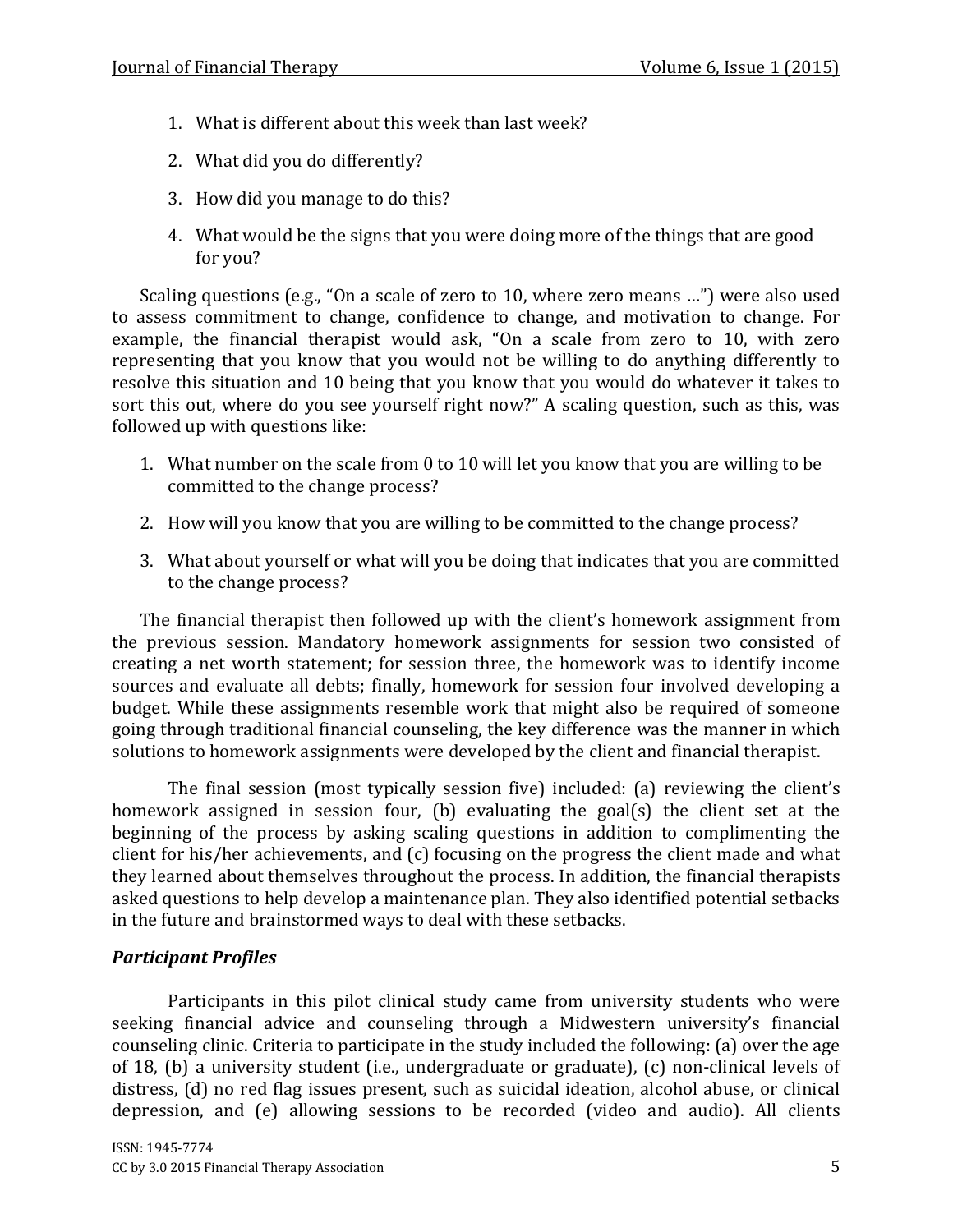1. What is different about this week than last week?
2. What did you do differently?
3. How did you manage to do this?
4. What would be the signs that you were doing more of the things that are good for you?

Scaling questions (e.g., "On a scale of zero to 10, where zero means …") were also used to assess commitment to change, confidence to change, and motivation to change. For example, the financial therapist would ask, "On a scale from zero to 10, with zero representing that you know that you would not be willing to do anything differently to resolve this situation and 10 being that you know that you would do whatever it takes to sort this out, where do you see yourself right now?" A scaling question, such as this, was followed up with questions like:

1. What number on the scale from 0 to 10 will let you know that you are willing to be committed to the change process?
2. How will you know that you are willing to be committed to the change process?
3. What about yourself or what will you be doing that indicates that you are committed to the change process?

The financial therapist then followed up with the client's homework assignment from the previous session. Mandatory homework assignments for session two consisted of creating a net worth statement; for session three, the homework was to identify income sources and evaluate all debts; finally, homework for session four involved developing a budget. While these assignments resemble work that might also be required of someone going through traditional financial counseling, the key difference was the manner in which solutions to homework assignments were developed by the client and financial therapist.

The final session (most typically session five) included: (a) reviewing the client's homework assigned in session four, (b) evaluating the goal(s) the client set at the beginning of the process by asking scaling questions in addition to complimenting the client for his/her achievements, and (c) focusing on the progress the client made and what they learned about themselves throughout the process. In addition, the financial therapists asked questions to help develop a maintenance plan. They also identified potential setbacks in the future and brainstormed ways to deal with these setbacks.

### *Participant Profiles*

Participants in this pilot clinical study came from university students who were seeking financial advice and counseling through a Midwestern university's financial counseling clinic. Criteria to participate in the study included the following: (a) over the age of 18, (b) a university student (i.e., undergraduate or graduate), (c) non-clinical levels of distress, (d) no red flag issues present, such as suicidal ideation, alcohol abuse, or clinical depression, and (e) allowing sessions to be recorded (video and audio). All clients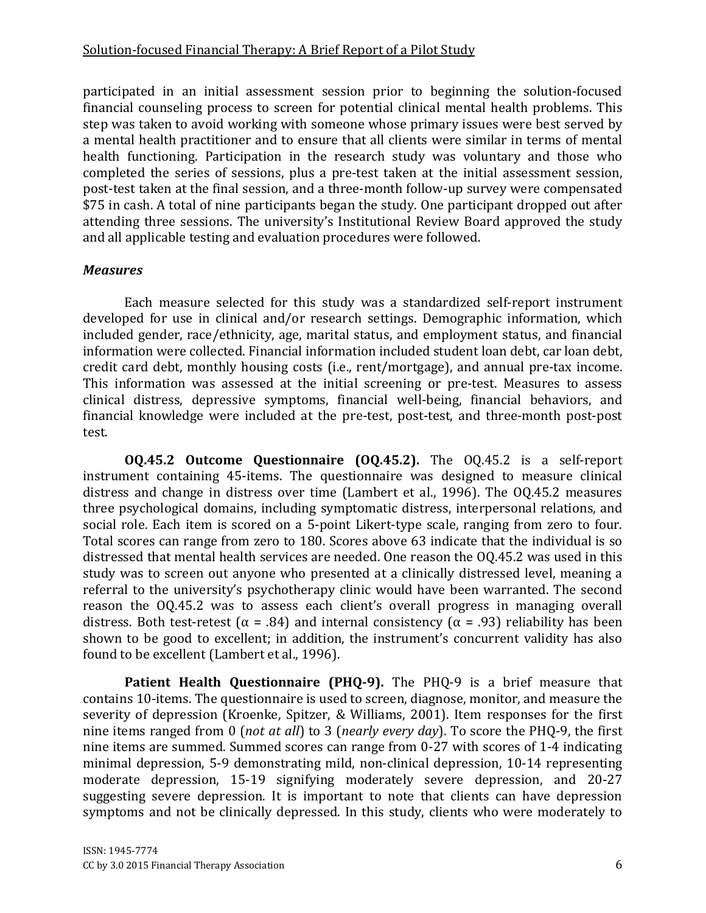participated in an initial assessment session prior to beginning the solution-focused financial counseling process to screen for potential clinical mental health problems. This step was taken to avoid working with someone whose primary issues were best served by a mental health practitioner and to ensure that all clients were similar in terms of mental health functioning. Participation in the research study was voluntary and those who completed the series of sessions, plus a pre-test taken at the initial assessment session, post-test taken at the final session, and a three-month follow-up survey were compensated $75 in cash. A total of nine participants began the study. One participant dropped out after attending three sessions. The university's Institutional Review Board approved the study and all applicable testing and evaluation procedures were followed.

### *Measures*

Each measure selected for this study was a standardized self-report instrument developed for use in clinical and/or research settings. Demographic information, which included gender, race/ethnicity, age, marital status, and employment status, and financial information were collected. Financial information included student loan debt, car loan debt, credit card debt, monthly housing costs (i.e., rent/mortgage), and annual pre-tax income. This information was assessed at the initial screening or pre-test. Measures to assess clinical distress, depressive symptoms, financial well-being, financial behaviors, and financial knowledge were included at the pre-test, post-test, and three-month post-post test.

**OQ.45.2 Outcome Questionnaire (OQ.45.2).** The OQ.45.2 is a self-report instrument containing 45-items. The questionnaire was designed to measure clinical distress and change in distress over time (Lambert et al., 1996). The OQ.45.2 measures three psychological domains, including symptomatic distress, interpersonal relations, and social role. Each item is scored on a 5-point Likert-type scale, ranging from zero to four. Total scores can range from zero to 180. Scores above 63 indicate that the individual is so distressed that mental health services are needed. One reason the OQ.45.2 was used in this study was to screen out anyone who presented at a clinically distressed level, meaning a referral to the university's psychotherapy clinic would have been warranted. The second reason the OQ.45.2 was to assess each client's overall progress in managing overall distress. Both test-retest ($\alpha$ = .84) and internal consistency ($\alpha$ = .93) reliability has been shown to be good to excellent; in addition, the instrument's concurrent validity has also found to be excellent (Lambert et al., 1996).

**Patient Health Questionnaire (PHQ-9).** The PHQ-9 is a brief measure that contains 10-items. The questionnaire is used to screen, diagnose, monitor, and measure the severity of depression (Kroenke, Spitzer, & Williams, 2001). Item responses for the first nine items ranged from 0 (*not at all*) to 3 (*nearly every day*). To score the PHQ-9, the first nine items are summed. Summed scores can range from 0-27 with scores of 1-4 indicating minimal depression, 5-9 demonstrating mild, non-clinical depression, 10-14 representing moderate depression, 15-19 signifying moderately severe depression, and 20-27 suggesting severe depression. It is important to note that clients can have depression symptoms and not be clinically depressed. In this study, clients who were moderately to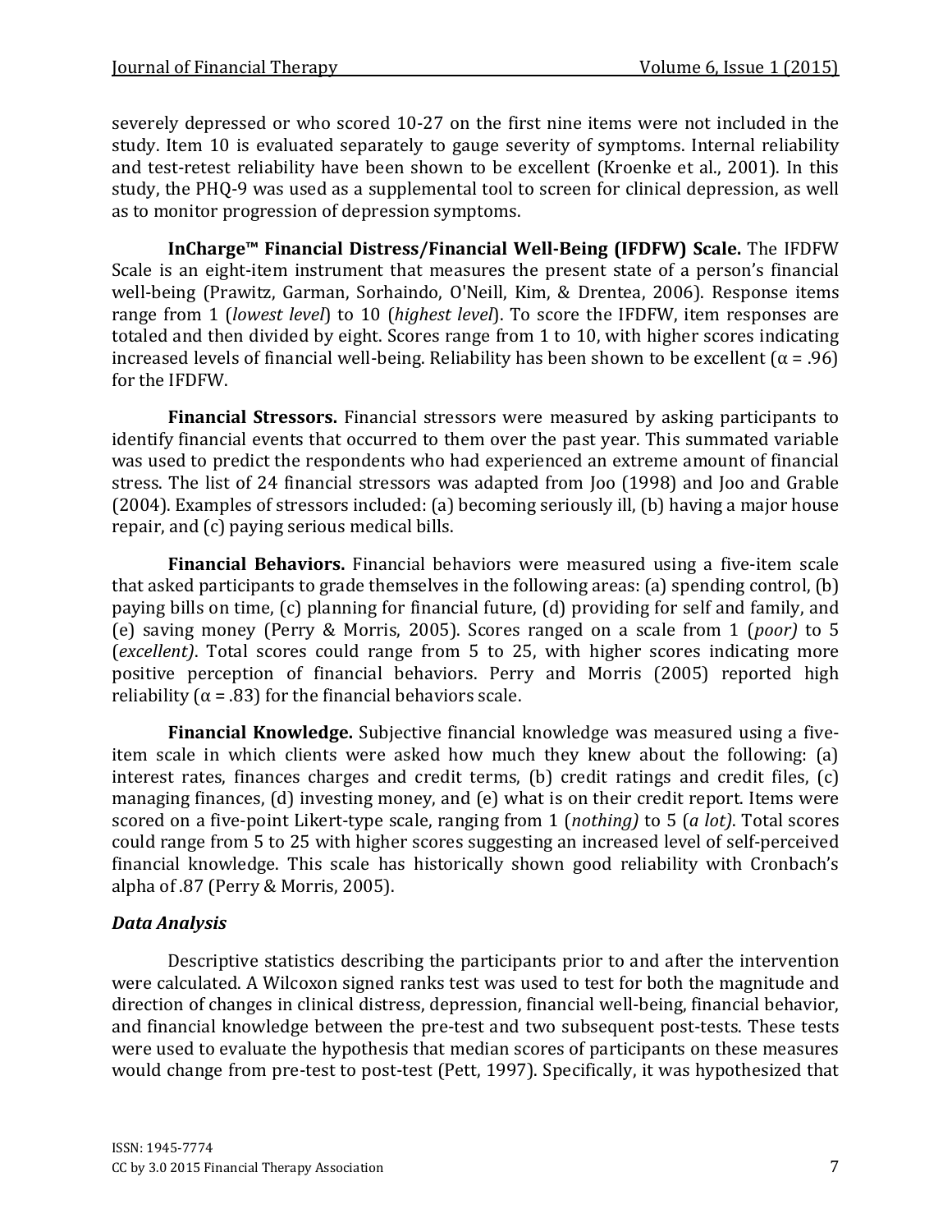severely depressed or who scored 10-27 on the first nine items were not included in the study. Item 10 is evaluated separately to gauge severity of symptoms. Internal reliability and test-retest reliability have been shown to be excellent (Kroenke et al., 2001). In this study, the PHQ-9 was used as a supplemental tool to screen for clinical depression, as well as to monitor progression of depression symptoms.

**InCharge™ Financial Distress/Financial Well-Being (IFDFW) Scale.** The IFDFW Scale is an eight-item instrument that measures the present state of a person's financial well-being (Prawitz, Garman, Sorhaindo, O'Neill, Kim, & Drentea, 2006). Response items range from 1 (*lowest level*) to 10 (*highest level*). To score the IFDFW, item responses are totaled and then divided by eight. Scores range from 1 to 10, with higher scores indicating increased levels of financial well-being. Reliability has been shown to be excellent ($\alpha = .96$) for the IFDFW.

**Financial Stressors.** Financial stressors were measured by asking participants to identify financial events that occurred to them over the past year. This summated variable was used to predict the respondents who had experienced an extreme amount of financial stress. The list of 24 financial stressors was adapted from Joo (1998) and Joo and Grable (2004). Examples of stressors included: (a) becoming seriously ill, (b) having a major house repair, and (c) paying serious medical bills.

**Financial Behaviors.** Financial behaviors were measured using a five-item scale that asked participants to grade themselves in the following areas: (a) spending control, (b) paying bills on time, (c) planning for financial future, (d) providing for self and family, and (e) saving money (Perry & Morris, 2005). Scores ranged on a scale from 1 (*poor)* to 5 (*excellent)*. Total scores could range from 5 to 25, with higher scores indicating more positive perception of financial behaviors. Perry and Morris (2005) reported high reliability ($\alpha = .83$) for the financial behaviors scale.

**Financial Knowledge.** Subjective financial knowledge was measured using a five-item scale in which clients were asked how much they knew about the following: (a) interest rates, finances charges and credit terms, (b) credit ratings and credit files, (c) managing finances, (d) investing money, and (e) what is on their credit report. Items were scored on a five-point Likert-type scale, ranging from 1 (*nothing)* to 5 (*a lot)*. Total scores could range from 5 to 25 with higher scores suggesting an increased level of self-perceived financial knowledge. This scale has historically shown good reliability with Cronbach's alpha of .87 (Perry & Morris, 2005).

### *Data Analysis*

Descriptive statistics describing the participants prior to and after the intervention were calculated. A Wilcoxon signed ranks test was used to test for both the magnitude and direction of changes in clinical distress, depression, financial well-being, financial behavior, and financial knowledge between the pre-test and two subsequent post-tests. These tests were used to evaluate the hypothesis that median scores of participants on these measures would change from pre-test to post-test (Pett, 1997). Specifically, it was hypothesized that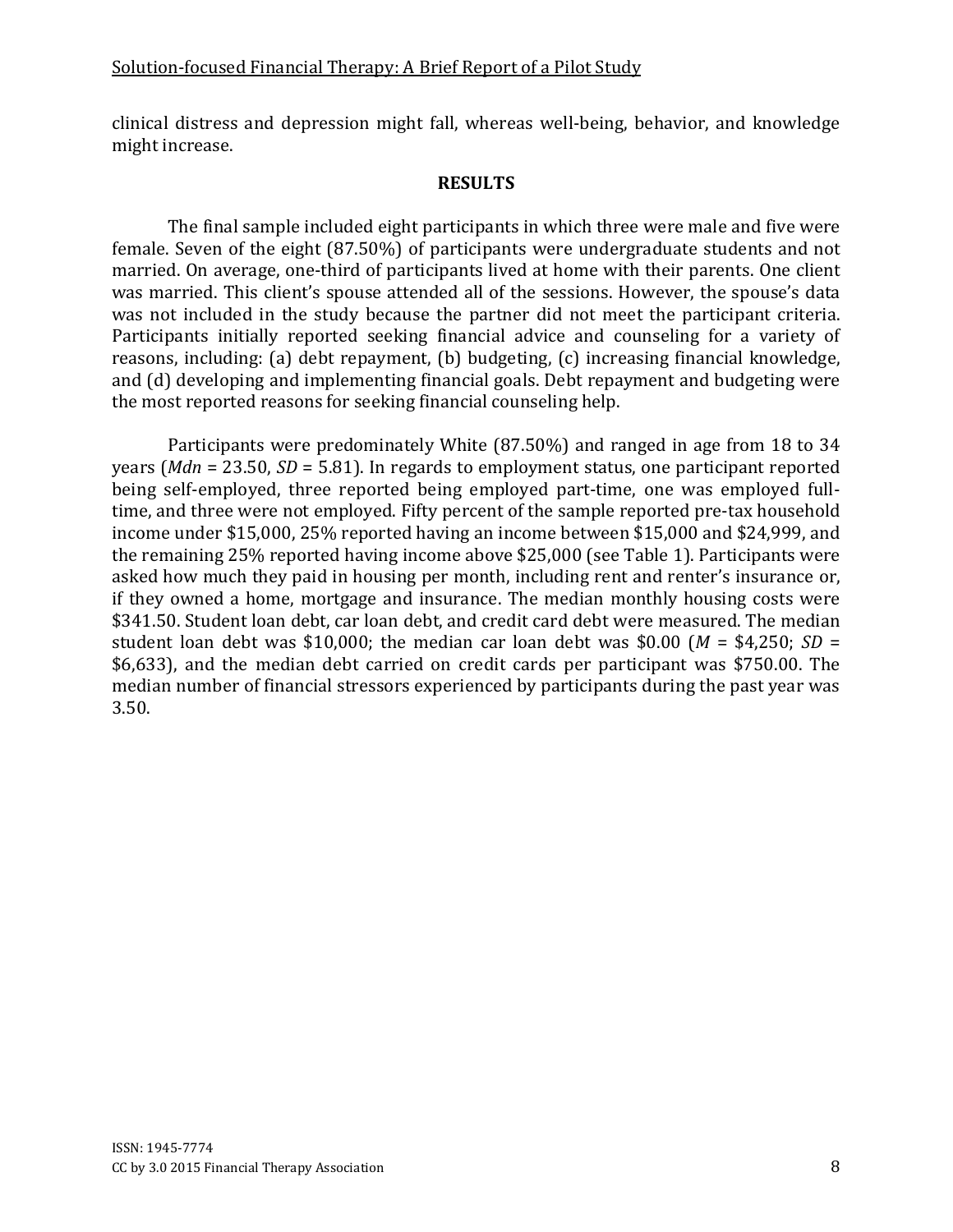clinical distress and depression might fall, whereas well-being, behavior, and knowledge might increase.

## RESULTS

The final sample included eight participants in which three were male and five were female. Seven of the eight (87.50%) of participants were undergraduate students and not married. On average, one-third of participants lived at home with their parents. One client was married. This client's spouse attended all of the sessions. However, the spouse's data was not included in the study because the partner did not meet the participant criteria. Participants initially reported seeking financial advice and counseling for a variety of reasons, including: (a) debt repayment, (b) budgeting, (c) increasing financial knowledge, and (d) developing and implementing financial goals. Debt repayment and budgeting were the most reported reasons for seeking financial counseling help.

Participants were predominately White (87.50%) and ranged in age from 18 to 34 years (*Mdn* = 23.50, *SD* = 5.81). In regards to employment status, one participant reported being self-employed, three reported being employed part-time, one was employed full-time, and three were not employed. Fifty percent of the sample reported pre-tax household income under $15,000, 25% reported having an income between $15,000 and $24,999, and the remaining 25% reported having income above $25,000 (see Table 1). Participants were asked how much they paid in housing per month, including rent and renter's insurance or, if they owned a home, mortgage and insurance. The median monthly housing costs were $341.50. Student loan debt, car loan debt, and credit card debt were measured. The median student loan debt was $10,000; the median car loan debt was $0.00 (*M* = $4,250; *SD* = $6,633), and the median debt carried on credit cards per participant was $750.00. The median number of financial stressors experienced by participants during the past year was 3.50.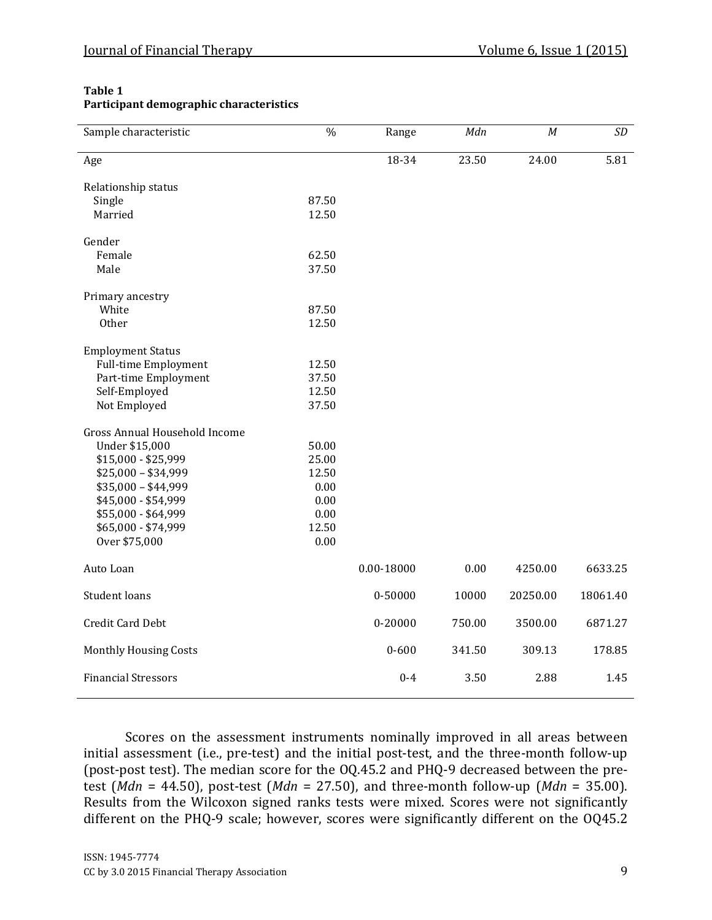**Table 1**
**Participant demographic characteristics**

| Sample characteristic | % | Range | *Mdn* | *M* | *SD* |
|---|---|---|---|---|---|
| Age | | 18-34 | 23.50 | 24.00 | 5.81 |
| Relationship status | | | | | |
| Single | 87.50 | | | | |
| Married | 12.50 | | | | |
| Gender | | | | | |
| Female | 62.50 | | | | |
| Male | 37.50 | | | | |
| Primary ancestry | | | | | |
| White | 87.50 | | | | |
| Other | 12.50 | | | | |
| Employment Status | | | | | |
| Full-time Employment | 12.50 | | | | |
| Part-time Employment | 37.50 | | | | |
| Self-Employed | 12.50 | | | | |
| Not Employed | 37.50 | | | | |
| Gross Annual Household Income | | | | | |
| Under $15,000 | 50.00 | | | | |
| $15,000 - $25,999 | 25.00 | | | | |
| $25,000 – $34,999 | 12.50 | | | | |
| $35,000 – $44,999 | 0.00 | | | | |
| $45,000 - $54,999 | 0.00 | | | | |
| $55,000 - $64,999 | 0.00 | | | | |
| $65,000 - $74,999 | 12.50 | | | | |
| Over $75,000 | 0.00 | | | | |
| Auto Loan | | 0.00-18000 | 0.00 | 4250.00 | 6633.25 |
| Student loans | | 0-50000 | 10000 | 20250.00 | 18061.40 |
| Credit Card Debt | | 0-20000 | 750.00 | 3500.00 | 6871.27 |
| Monthly Housing Costs | | 0-600 | 341.50 | 309.13 | 178.85 |
| Financial Stressors | | 0-4 | 3.50 | 2.88 | 1.45 |

Scores on the assessment instruments nominally improved in all areas between initial assessment (i.e., pre-test) and the initial post-test, and the three-month follow-up (post-post test). The median score for the OQ.45.2 and PHQ-9 decreased between the pre-test (*Mdn* = 44.50), post-test (*Mdn* = 27.50), and three-month follow-up (*Mdn* = 35.00). Results from the Wilcoxon signed ranks tests were mixed. Scores were not significantly different on the PHQ-9 scale; however, scores were significantly different on the OQ45.2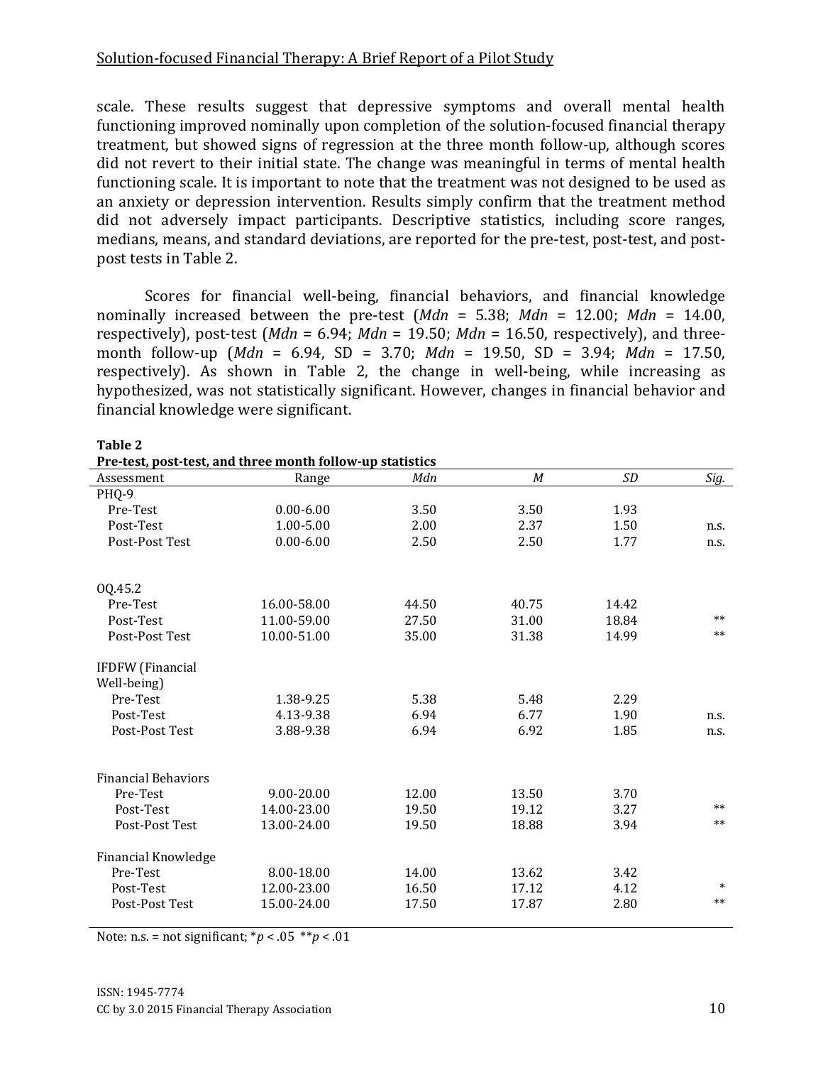scale. These results suggest that depressive symptoms and overall mental health functioning improved nominally upon completion of the solution-focused financial therapy treatment, but showed signs of regression at the three month follow-up, although scores did not revert to their initial state. The change was meaningful in terms of mental health functioning scale. It is important to note that the treatment was not designed to be used as an anxiety or depression intervention. Results simply confirm that the treatment method did not adversely impact participants. Descriptive statistics, including score ranges, medians, means, and standard deviations, are reported for the pre-test, post-test, and post-post tests in Table 2.

Scores for financial well-being, financial behaviors, and financial knowledge nominally increased between the pre-test (*Mdn* = 5.38; *Mdn* = 12.00; *Mdn* = 14.00, respectively), post-test (*Mdn* = 6.94; *Mdn* = 19.50; *Mdn* = 16.50, respectively), and three-month follow-up (*Mdn* = 6.94, SD = 3.70; *Mdn* = 19.50, SD = 3.94; *Mdn* = 17.50, respectively). As shown in Table 2, the change in well-being, while increasing as hypothesized, was not statistically significant. However, changes in financial behavior and financial knowledge were significant.

**Table 2**
**Pre-test, post-test, and three month follow-up statistics**

| Assessment | Range | *Mdn* | *M* | *SD* | *Sig.* |
|---|---|---|---|---|---|
| PHQ-9 | | | | | |
| Pre-Test | 0.00-6.00 | 3.50 | 3.50 | 1.93 | |
| Post-Test | 1.00-5.00 | 2.00 | 2.37 | 1.50 | n.s. |
| Post-Post Test | 0.00-6.00 | 2.50 | 2.50 | 1.77 | n.s. |
| OQ.45.2 | | | | | |
| Pre-Test | 16.00-58.00 | 44.50 | 40.75 | 14.42 | |
| Post-Test | 11.00-59.00 | 27.50 | 31.00 | 18.84 | ** |
| Post-Post Test | 10.00-51.00 | 35.00 | 31.38 | 14.99 | ** |
| IFDFW (Financial Well-being) | | | | | |
| Pre-Test | 1.38-9.25 | 5.38 | 5.48 | 2.29 | |
| Post-Test | 4.13-9.38 | 6.94 | 6.77 | 1.90 | n.s. |
| Post-Post Test | 3.88-9.38 | 6.94 | 6.92 | 1.85 | n.s. |
| Financial Behaviors | | | | | |
| Pre-Test | 9.00-20.00 | 12.00 | 13.50 | 3.70 | |
| Post-Test | 14.00-23.00 | 19.50 | 19.12 | 3.27 | ** |
| Post-Post Test | 13.00-24.00 | 19.50 | 18.88 | 3.94 | ** |
| Financial Knowledge | | | | | |
| Pre-Test | 8.00-18.00 | 14.00 | 13.62 | 3.42 | |
| Post-Test | 12.00-23.00 | 16.50 | 17.12 | 4.12 | * |
| Post-Post Test | 15.00-24.00 | 17.50 | 17.87 | 2.80 | ** |

Note: n.s. = not significant; \**p* < .05 \*\**p* < .01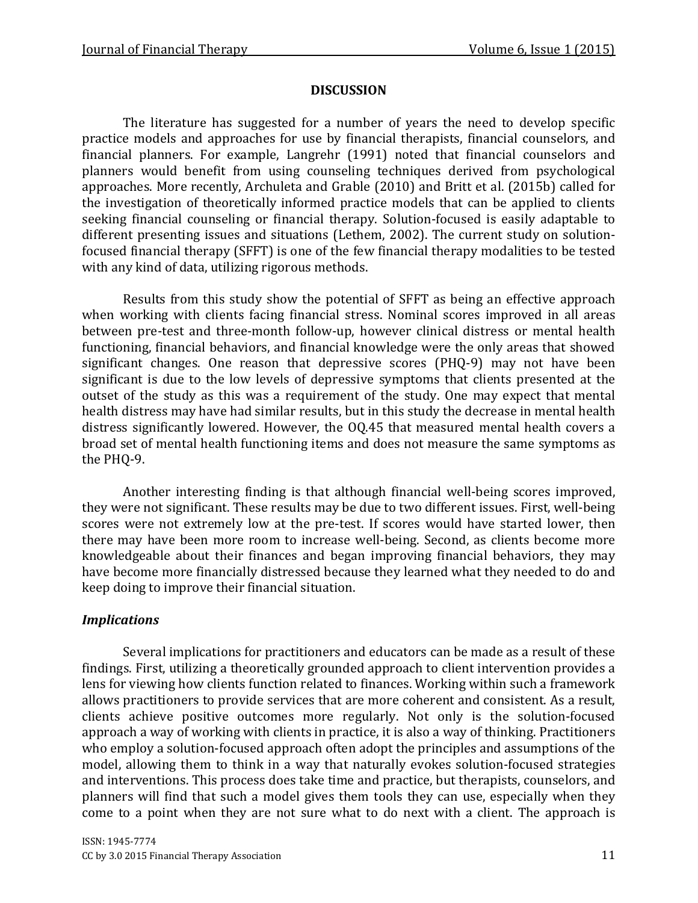## DISCUSSION

The literature has suggested for a number of years the need to develop specific practice models and approaches for use by financial therapists, financial counselors, and financial planners. For example, Langrehr (1991) noted that financial counselors and planners would benefit from using counseling techniques derived from psychological approaches. More recently, Archuleta and Grable (2010) and Britt et al. (2015b) called for the investigation of theoretically informed practice models that can be applied to clients seeking financial counseling or financial therapy. Solution-focused is easily adaptable to different presenting issues and situations (Lethem, 2002). The current study on solution-focused financial therapy (SFFT) is one of the few financial therapy modalities to be tested with any kind of data, utilizing rigorous methods.

Results from this study show the potential of SFFT as being an effective approach when working with clients facing financial stress. Nominal scores improved in all areas between pre-test and three-month follow-up, however clinical distress or mental health functioning, financial behaviors, and financial knowledge were the only areas that showed significant changes. One reason that depressive scores (PHQ-9) may not have been significant is due to the low levels of depressive symptoms that clients presented at the outset of the study as this was a requirement of the study. One may expect that mental health distress may have had similar results, but in this study the decrease in mental health distress significantly lowered. However, the OQ.45 that measured mental health covers a broad set of mental health functioning items and does not measure the same symptoms as the PHQ-9.

Another interesting finding is that although financial well-being scores improved, they were not significant. These results may be due to two different issues. First, well-being scores were not extremely low at the pre-test. If scores would have started lower, then there may have been more room to increase well-being. Second, as clients become more knowledgeable about their finances and began improving financial behaviors, they may have become more financially distressed because they learned what they needed to do and keep doing to improve their financial situation.

### *Implications*

Several implications for practitioners and educators can be made as a result of these findings. First, utilizing a theoretically grounded approach to client intervention provides a lens for viewing how clients function related to finances. Working within such a framework allows practitioners to provide services that are more coherent and consistent. As a result, clients achieve positive outcomes more regularly. Not only is the solution-focused approach a way of working with clients in practice, it is also a way of thinking. Practitioners who employ a solution-focused approach often adopt the principles and assumptions of the model, allowing them to think in a way that naturally evokes solution-focused strategies and interventions. This process does take time and practice, but therapists, counselors, and planners will find that such a model gives them tools they can use, especially when they come to a point when they are not sure what to do next with a client. The approach is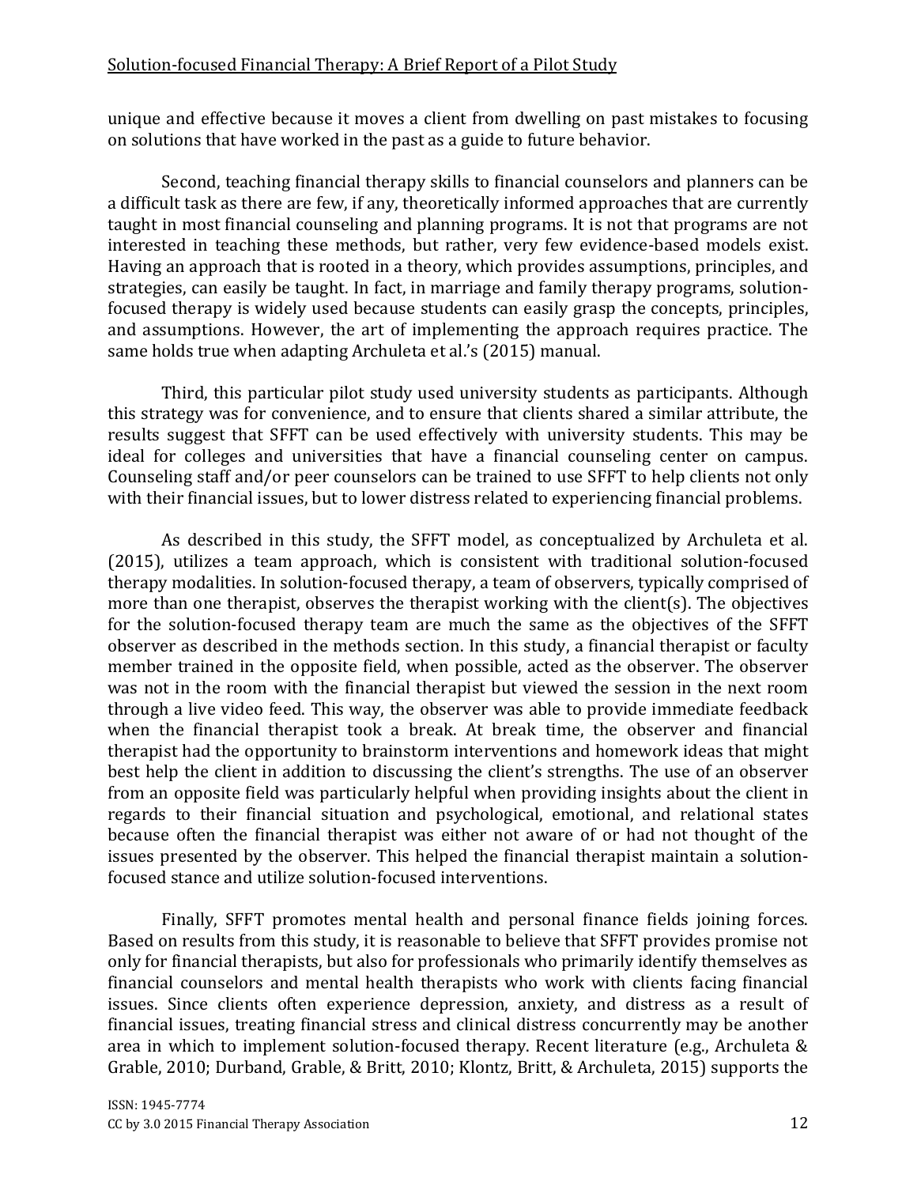unique and effective because it moves a client from dwelling on past mistakes to focusing on solutions that have worked in the past as a guide to future behavior.

Second, teaching financial therapy skills to financial counselors and planners can be a difficult task as there are few, if any, theoretically informed approaches that are currently taught in most financial counseling and planning programs. It is not that programs are not interested in teaching these methods, but rather, very few evidence-based models exist. Having an approach that is rooted in a theory, which provides assumptions, principles, and strategies, can easily be taught. In fact, in marriage and family therapy programs, solution-focused therapy is widely used because students can easily grasp the concepts, principles, and assumptions. However, the art of implementing the approach requires practice. The same holds true when adapting Archuleta et al.'s (2015) manual.

Third, this particular pilot study used university students as participants. Although this strategy was for convenience, and to ensure that clients shared a similar attribute, the results suggest that SFFT can be used effectively with university students. This may be ideal for colleges and universities that have a financial counseling center on campus. Counseling staff and/or peer counselors can be trained to use SFFT to help clients not only with their financial issues, but to lower distress related to experiencing financial problems.

As described in this study, the SFFT model, as conceptualized by Archuleta et al. (2015), utilizes a team approach, which is consistent with traditional solution-focused therapy modalities. In solution-focused therapy, a team of observers, typically comprised of more than one therapist, observes the therapist working with the client(s). The objectives for the solution-focused therapy team are much the same as the objectives of the SFFT observer as described in the methods section. In this study, a financial therapist or faculty member trained in the opposite field, when possible, acted as the observer. The observer was not in the room with the financial therapist but viewed the session in the next room through a live video feed. This way, the observer was able to provide immediate feedback when the financial therapist took a break. At break time, the observer and financial therapist had the opportunity to brainstorm interventions and homework ideas that might best help the client in addition to discussing the client's strengths. The use of an observer from an opposite field was particularly helpful when providing insights about the client in regards to their financial situation and psychological, emotional, and relational states because often the financial therapist was either not aware of or had not thought of the issues presented by the observer. This helped the financial therapist maintain a solution-focused stance and utilize solution-focused interventions.

Finally, SFFT promotes mental health and personal finance fields joining forces. Based on results from this study, it is reasonable to believe that SFFT provides promise not only for financial therapists, but also for professionals who primarily identify themselves as financial counselors and mental health therapists who work with clients facing financial issues. Since clients often experience depression, anxiety, and distress as a result of financial issues, treating financial stress and clinical distress concurrently may be another area in which to implement solution-focused therapy. Recent literature (e.g., Archuleta & Grable, 2010; Durband, Grable, & Britt, 2010; Klontz, Britt, & Archuleta, 2015) supports the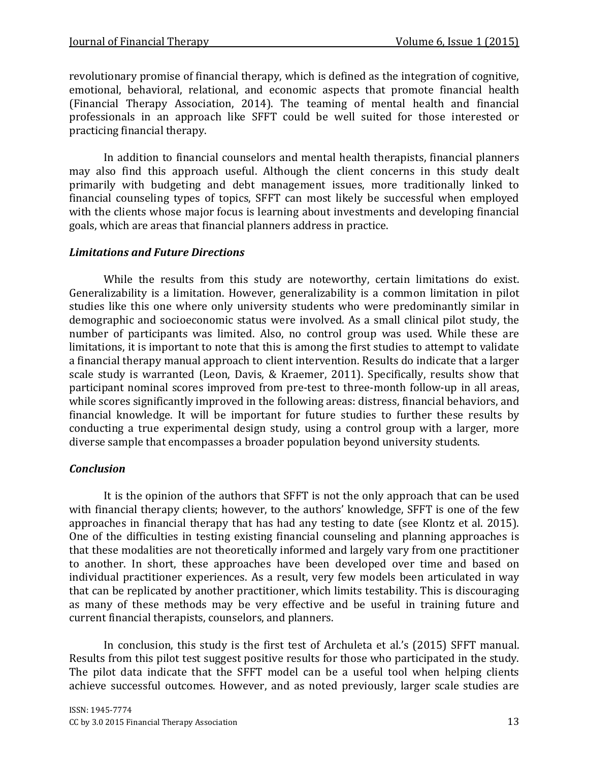revolutionary promise of financial therapy, which is defined as the integration of cognitive, emotional, behavioral, relational, and economic aspects that promote financial health (Financial Therapy Association, 2014). The teaming of mental health and financial professionals in an approach like SFFT could be well suited for those interested or practicing financial therapy.

In addition to financial counselors and mental health therapists, financial planners may also find this approach useful. Although the client concerns in this study dealt primarily with budgeting and debt management issues, more traditionally linked to financial counseling types of topics, SFFT can most likely be successful when employed with the clients whose major focus is learning about investments and developing financial goals, which are areas that financial planners address in practice.

### *Limitations and Future Directions*

While the results from this study are noteworthy, certain limitations do exist. Generalizability is a limitation. However, generalizability is a common limitation in pilot studies like this one where only university students who were predominantly similar in demographic and socioeconomic status were involved. As a small clinical pilot study, the number of participants was limited. Also, no control group was used. While these are limitations, it is important to note that this is among the first studies to attempt to validate a financial therapy manual approach to client intervention. Results do indicate that a larger scale study is warranted (Leon, Davis, & Kraemer, 2011). Specifically, results show that participant nominal scores improved from pre-test to three-month follow-up in all areas, while scores significantly improved in the following areas: distress, financial behaviors, and financial knowledge. It will be important for future studies to further these results by conducting a true experimental design study, using a control group with a larger, more diverse sample that encompasses a broader population beyond university students.

### *Conclusion*

It is the opinion of the authors that SFFT is not the only approach that can be used with financial therapy clients; however, to the authors' knowledge, SFFT is one of the few approaches in financial therapy that has had any testing to date (see Klontz et al. 2015). One of the difficulties in testing existing financial counseling and planning approaches is that these modalities are not theoretically informed and largely vary from one practitioner to another. In short, these approaches have been developed over time and based on individual practitioner experiences. As a result, very few models been articulated in way that can be replicated by another practitioner, which limits testability. This is discouraging as many of these methods may be very effective and be useful in training future and current financial therapists, counselors, and planners.

In conclusion, this study is the first test of Archuleta et al.'s (2015) SFFT manual. Results from this pilot test suggest positive results for those who participated in the study. The pilot data indicate that the SFFT model can be a useful tool when helping clients achieve successful outcomes. However, and as noted previously, larger scale studies are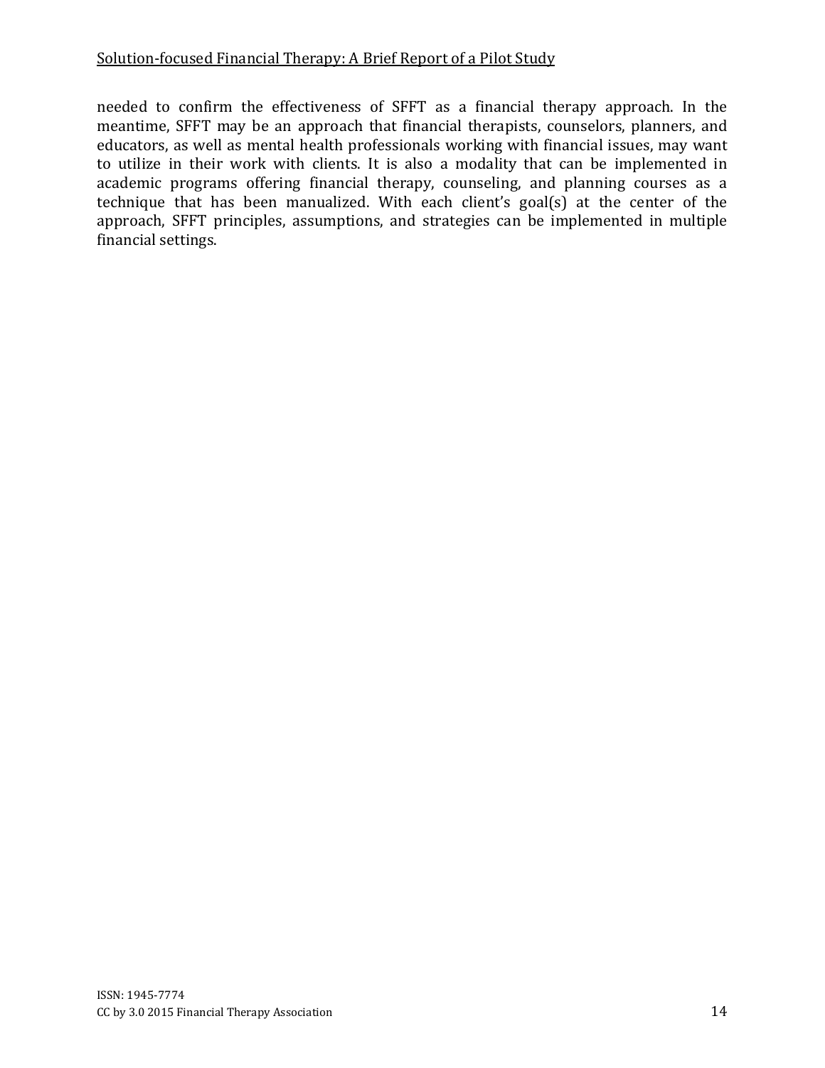needed to confirm the effectiveness of SFFT as a financial therapy approach. In the meantime, SFFT may be an approach that financial therapists, counselors, planners, and educators, as well as mental health professionals working with financial issues, may want to utilize in their work with clients. It is also a modality that can be implemented in academic programs offering financial therapy, counseling, and planning courses as a technique that has been manualized. With each client's goal(s) at the center of the approach, SFFT principles, assumptions, and strategies can be implemented in multiple financial settings.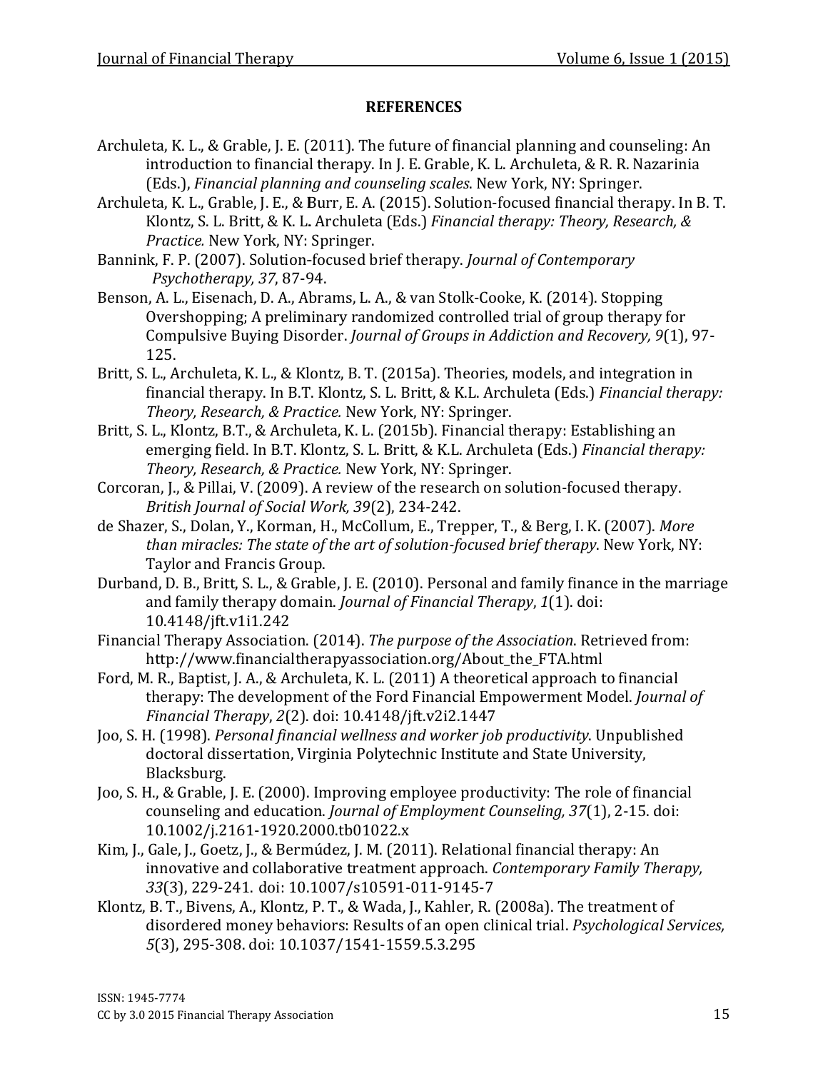## REFERENCES

Archuleta, K. L., & Grable, J. E. (2011). The future of financial planning and counseling: An introduction to financial therapy. In J. E. Grable, K. L. Archuleta, & R. R. Nazarinia (Eds.), *Financial planning and counseling scales*. New York, NY: Springer.

Archuleta, K. L., Grable, J. E., & Burr, E. A. (2015). Solution-focused financial therapy. In B. T. Klontz, S. L. Britt, & K. L. Archuleta (Eds.) *Financial therapy: Theory, Research, & Practice.* New York, NY: Springer.

Bannink, F. P. (2007). Solution-focused brief therapy. *Journal of Contemporary Psychotherapy, 37*, 87-94.

Benson, A. L., Eisenach, D. A., Abrams, L. A., & van Stolk-Cooke, K. (2014). Stopping Overshopping; A preliminary randomized controlled trial of group therapy for Compulsive Buying Disorder. *Journal of Groups in Addiction and Recovery, 9*(1), 97-125.

Britt, S. L., Archuleta, K. L., & Klontz, B. T. (2015a). Theories, models, and integration in financial therapy. In B.T. Klontz, S. L. Britt, & K.L. Archuleta (Eds.) *Financial therapy: Theory, Research, & Practice.* New York, NY: Springer.

Britt, S. L., Klontz, B.T., & Archuleta, K. L. (2015b). Financial therapy: Establishing an emerging field. In B.T. Klontz, S. L. Britt, & K.L. Archuleta (Eds.) *Financial therapy: Theory, Research, & Practice.* New York, NY: Springer.

Corcoran, J., & Pillai, V. (2009). A review of the research on solution-focused therapy. *British Journal of Social Work, 39*(2), 234-242.

de Shazer, S., Dolan, Y., Korman, H., McCollum, E., Trepper, T., & Berg, I. K. (2007). *More than miracles: The state of the art of solution-focused brief therapy*. New York, NY: Taylor and Francis Group.

Durband, D. B., Britt, S. L., & Grable, J. E. (2010). Personal and family finance in the marriage and family therapy domain. *Journal of Financial Therapy*, *1*(1). doi: 10.4148/jft.v1i1.242

Financial Therapy Association. (2014). *The purpose of the Association*. Retrieved from: http://www.financialtherapyassociation.org/About_the_FTA.html

Ford, M. R., Baptist, J. A., & Archuleta, K. L. (2011) A theoretical approach to financial therapy: The development of the Ford Financial Empowerment Model. *Journal of Financial Therapy*, *2*(2). doi: 10.4148/jft.v2i2.1447

Joo, S. H. (1998). *Personal financial wellness and worker job productivity*. Unpublished doctoral dissertation, Virginia Polytechnic Institute and State University, Blacksburg.

Joo, S. H., & Grable, J. E. (2000). Improving employee productivity: The role of financial counseling and education. *Journal of Employment Counseling, 37*(1), 2-15. doi: 10.1002/j.2161-1920.2000.tb01022.x

Kim, J., Gale, J., Goetz, J., & Bermúdez, J. M. (2011). Relational financial therapy: An innovative and collaborative treatment approach. *Contemporary Family Therapy, 33*(3), 229-241. doi: 10.1007/s10591-011-9145-7

Klontz, B. T., Bivens, A., Klontz, P. T., & Wada, J., Kahler, R. (2008a). The treatment of disordered money behaviors: Results of an open clinical trial. *Psychological Services, 5*(3), 295-308. doi: 10.1037/1541-1559.5.3.295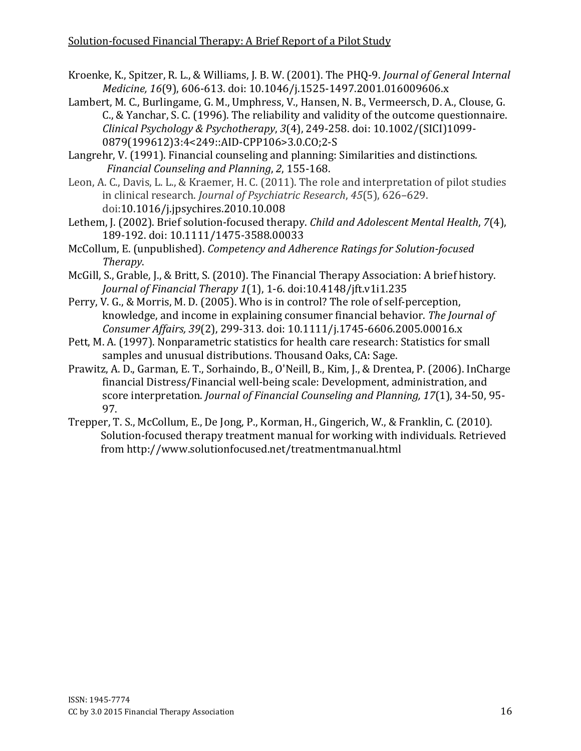Kroenke, K., Spitzer, R. L., & Williams, J. B. W. (2001). The PHQ-9. *Journal of General Internal Medicine, 16*(9), 606-613. doi: 10.1046/j.1525-1497.2001.016009606.x

Lambert, M. C., Burlingame, G. M., Umphress, V., Hansen, N. B., Vermeersch, D. A., Clouse, G. C., & Yanchar, S. C. (1996). The reliability and validity of the outcome questionnaire. *Clinical Psychology & Psychotherapy*, *3*(4), 249-258. doi: 10.1002/(SICI)1099-0879(199612)3:4<249::AID-CPP106>3.0.CO;2-S

Langrehr, V. (1991). Financial counseling and planning: Similarities and distinctions. *Financial Counseling and Planning*, *2*, 155-168.

Leon, A. C., Davis, L. L., & Kraemer, H. C. (2011). The role and interpretation of pilot studies in clinical research. *Journal of Psychiatric Research*, *45*(5), 626–629. doi:10.1016/j.jpsychires.2010.10.008

Lethem, J. (2002). Brief solution-focused therapy. *Child and Adolescent Mental Health*, *7*(4), 189-192. doi: 10.1111/1475-3588.00033

McCollum, E. (unpublished). *Competency and Adherence Ratings for Solution-focused Therapy*.

McGill, S., Grable, J., & Britt, S. (2010). The Financial Therapy Association: A brief history. *Journal of Financial Therapy 1*(1), 1-6. doi:10.4148/jft.v1i1.235

Perry, V. G., & Morris, M. D. (2005). Who is in control? The role of self-perception, knowledge, and income in explaining consumer financial behavior. *The Journal of Consumer Affairs, 39*(2), 299-313. doi: 10.1111/j.1745-6606.2005.00016.x

Pett, M. A. (1997). Nonparametric statistics for health care research: Statistics for small samples and unusual distributions. Thousand Oaks, CA: Sage.

Prawitz, A. D., Garman, E. T., Sorhaindo, B., O'Neill, B., Kim, J., & Drentea, P. (2006). InCharge financial Distress/Financial well-being scale: Development, administration, and score interpretation. *Journal of Financial Counseling and Planning, 17*(1), 34-50, 95-97.

Trepper, T. S., McCollum, E., De Jong, P., Korman, H., Gingerich, W., & Franklin, C. (2010). Solution-focused therapy treatment manual for working with individuals. Retrieved from http://www.solutionfocused.net/treatmentmanual.html